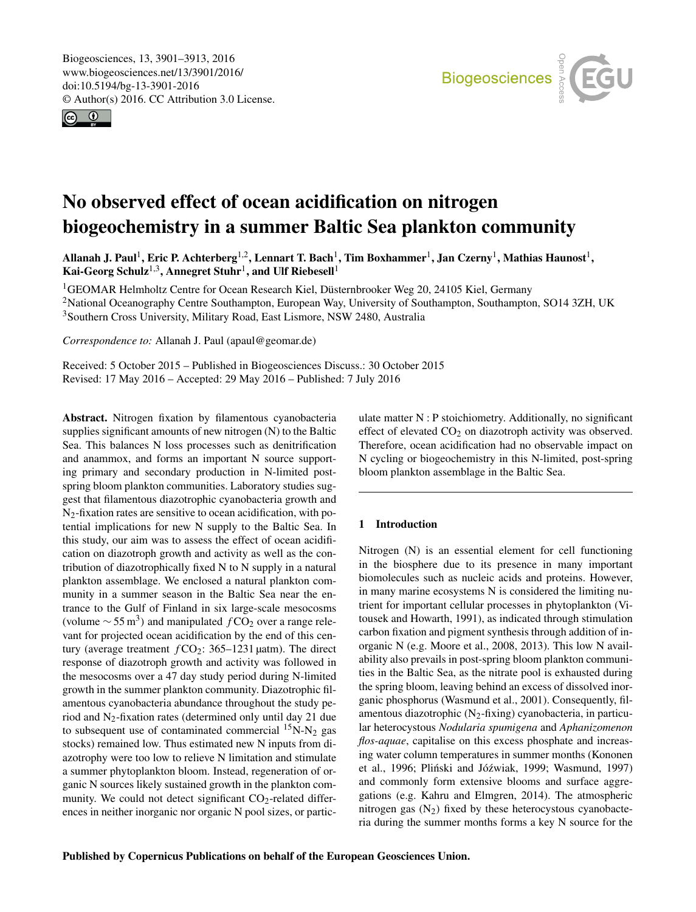# No observed effect of ocean acidification on nitrogen biogeochemistry in a summer Baltic Sea plankton community

**Allanah J. Paul**[1], **Eric P. Achterberg**[1,2], **Lennart T. Bach**[1], **Tim Boxhammer**[1], **Jan Czerny**[1], **Mathias Haunost**[1], **Kai-Georg Schulz**[1,3], **Annegret Stuhr**[1], **and Ulf Riebesell**[1]

[1]GEOMAR Helmholtz Centre for Ocean Research Kiel, Düsternbrooker Weg 20, 24105 Kiel, Germany
[2]National Oceanography Centre Southampton, European Way, University of Southampton, Southampton, SO14 3ZH, UK
[3]Southern Cross University, Military Road, East Lismore, NSW 2480, Australia

*Correspondence to:* Allanah J. Paul (apaul@geomar.de)

Received: 5 October 2015 – Published in Biogeosciences Discuss.: 30 October 2015
Revised: 17 May 2016 – Accepted: 29 May 2016 – Published: 7 July 2016

**Abstract.** Nitrogen fixation by filamentous cyanobacteria supplies significant amounts of new nitrogen (N) to the Baltic Sea. This balances N loss processes such as denitrification and anammox, and forms an important N source supporting primary and secondary production in N-limited post-spring bloom plankton communities. Laboratory studies suggest that filamentous diazotrophic cyanobacteria growth and $N_2$-fixation rates are sensitive to ocean acidification, with potential implications for new N supply to the Baltic Sea. In this study, our aim was to assess the effect of ocean acidification on diazotroph growth and activity as well as the contribution of diazotrophically fixed N to N supply in a natural plankton assemblage. We enclosed a natural plankton community in a summer season in the Baltic Sea near the entrance to the Gulf of Finland in six large-scale mesocosms (volume $\sim 55\,m^3$) and manipulated $fCO_2$ over a range relevant for projected ocean acidification by the end of this century (average treatment $fCO_2$: 365–1231 µatm). The direct response of diazotroph growth and activity was followed in the mesocosms over a 47 day study period during N-limited growth in the summer plankton community. Diazotrophic filamentous cyanobacteria abundance throughout the study period and $N_2$-fixation rates (determined only until day 21 due to subsequent use of contaminated commercial $^{15}N$-$N_2$ gas stocks) remained low. Thus estimated new N inputs from diazotrophy were too low to relieve N limitation and stimulate a summer phytoplankton bloom. Instead, regeneration of organic N sources likely sustained growth in the plankton community. We could not detect significant $CO_2$-related differences in neither inorganic nor organic N pool sizes, or particulate matter N : P stoichiometry. Additionally, no significant effect of elevated $CO_2$ on diazotroph activity was observed. Therefore, ocean acidification had no observable impact on N cycling or biogeochemistry in this N-limited, post-spring bloom plankton assemblage in the Baltic Sea.

## 1 Introduction

Nitrogen (N) is an essential element for cell functioning in the biosphere due to its presence in many important biomolecules such as nucleic acids and proteins. However, in many marine ecosystems N is considered the limiting nutrient for important cellular processes in phytoplankton (Vitousek and Howarth, 1991), as indicated through stimulation carbon fixation and pigment synthesis through addition of inorganic N (e.g. Moore et al., 2008, 2013). This low N availability also prevails in post-spring bloom plankton communities in the Baltic Sea, as the nitrate pool is exhausted during the spring bloom, leaving behind an excess of dissolved inorganic phosphorus (Wasmund et al., 2001). Consequently, filamentous diazotrophic ($N_2$-fixing) cyanobacteria, in particular heterocystous *Nodularia spumigena* and *Aphanizomenon flos-aquae*, capitalise on this excess phosphate and increasing water column temperatures in summer months (Kononen et al., 1996; Pliński and Jóźwiak, 1999; Wasmund, 1997) and commonly form extensive blooms and surface aggregations (e.g. Kahru and Elmgren, 2014). The atmospheric nitrogen gas ($N_2$) fixed by these heterocystous cyanobacteria during the summer months forms a key N source for the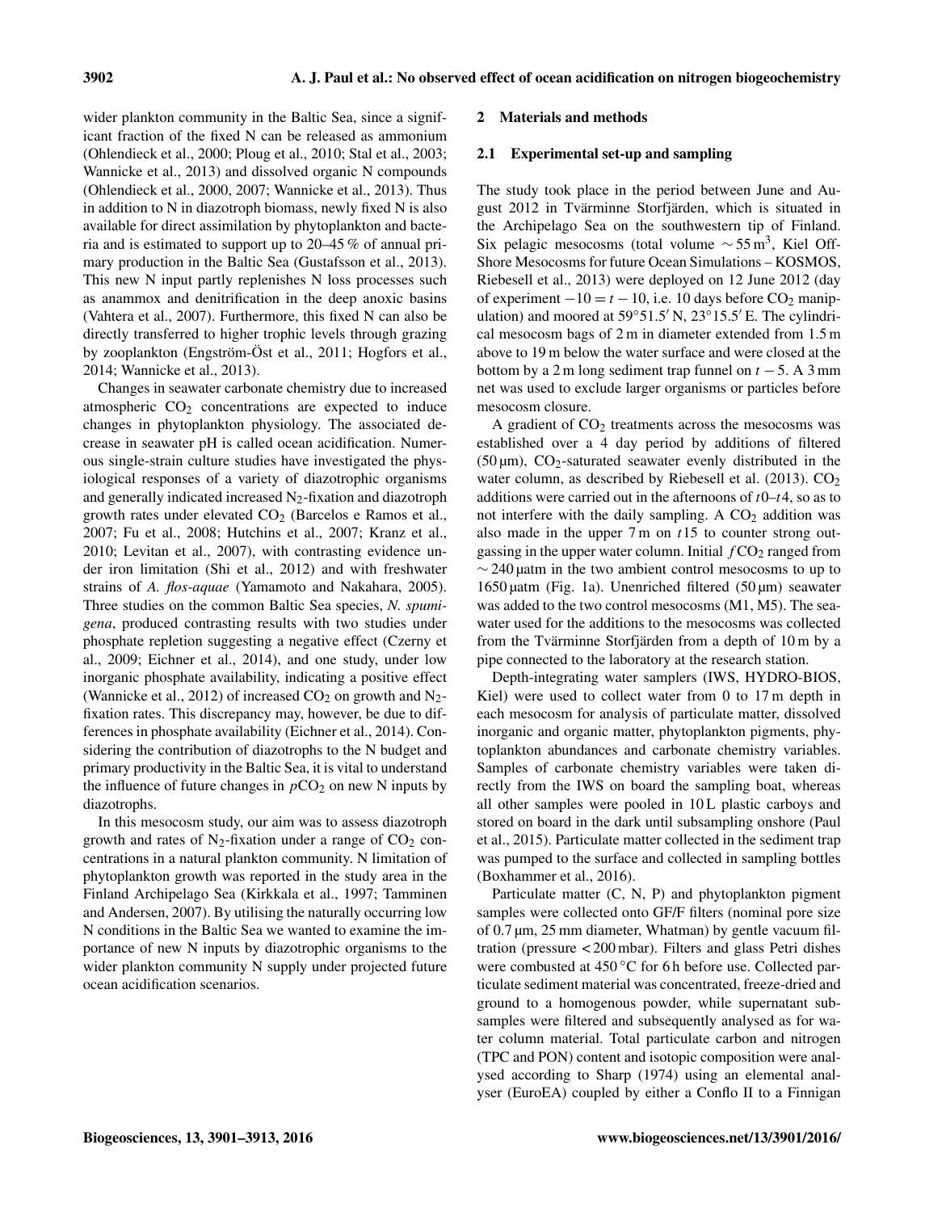wider plankton community in the Baltic Sea, since a significant fraction of the fixed N can be released as ammonium (Ohlendieck et al., 2000; Ploug et al., 2010; Stal et al., 2003; Wannicke et al., 2013) and dissolved organic N compounds (Ohlendieck et al., 2000, 2007; Wannicke et al., 2013). Thus in addition to N in diazotroph biomass, newly fixed N is also available for direct assimilation by phytoplankton and bacteria and is estimated to support up to 20–45 % of annual primary production in the Baltic Sea (Gustafsson et al., 2013). This new N input partly replenishes N loss processes such as anammox and denitrification in the deep anoxic basins (Vahtera et al., 2007). Furthermore, this fixed N can also be directly transferred to higher trophic levels through grazing by zooplankton (Engström-Öst et al., 2011; Hogfors et al., 2014; Wannicke et al., 2013).

Changes in seawater carbonate chemistry due to increased atmospheric $CO_2$ concentrations are expected to induce changes in phytoplankton physiology. The associated decrease in seawater pH is called ocean acidification. Numerous single-strain culture studies have investigated the physiological responses of a variety of diazotrophic organisms and generally indicated increased $N_2$-fixation and diazotroph growth rates under elevated $CO_2$ (Barcelos e Ramos et al., 2007; Fu et al., 2008; Hutchins et al., 2007; Kranz et al., 2010; Levitan et al., 2007), with contrasting evidence under iron limitation (Shi et al., 2012) and with freshwater strains of *A. flos-aquae* (Yamamoto and Nakahara, 2005). Three studies on the common Baltic Sea species, *N. spumigena*, produced contrasting results with two studies under phosphate repletion suggesting a negative effect (Czerny et al., 2009; Eichner et al., 2014), and one study, under low inorganic phosphate availability, indicating a positive effect (Wannicke et al., 2012) of increased $CO_2$ on growth and $N_2$-fixation rates. This discrepancy may, however, be due to differences in phosphate availability (Eichner et al., 2014). Considering the contribution of diazotrophs to the N budget and primary productivity in the Baltic Sea, it is vital to understand the influence of future changes in $pCO_2$ on new N inputs by diazotrophs.

In this mesocosm study, our aim was to assess diazotroph growth and rates of $N_2$-fixation under a range of $CO_2$ concentrations in a natural plankton community. N limitation of phytoplankton growth was reported in the study area in the Finland Archipelago Sea (Kirkkala et al., 1997; Tamminen and Andersen, 2007). By utilising the naturally occurring low N conditions in the Baltic Sea we wanted to examine the importance of new N inputs by diazotrophic organisms to the wider plankton community N supply under projected future ocean acidification scenarios.

## 2 Materials and methods

### 2.1 Experimental set-up and sampling

The study took place in the period between June and August 2012 in Tvärminne Storfjärden, which is situated in the Archipelago Sea on the southwestern tip of Finland. Six pelagic mesocosms (total volume $\sim 55\,m^3$, Kiel Off-Shore Mesocosms for future Ocean Simulations – KOSMOS, Riebesell et al., 2013) were deployed on 12 June 2012 (day of experiment $-10 = t-10$, i.e. 10 days before $CO_2$ manipulation) and moored at 59°51.5′ N, 23°15.5′ E. The cylindrical mesocosm bags of 2 m in diameter extended from 1.5 m above to 19 m below the water surface and were closed at the bottom by a 2 m long sediment trap funnel on $t-5$. A 3 mm net was used to exclude larger organisms or particles before mesocosm closure.

A gradient of $CO_2$ treatments across the mesocosms was established over a 4 day period by additions of filtered (50 µm), $CO_2$-saturated seawater evenly distributed in the water column, as described by Riebesell et al. (2013). $CO_2$ additions were carried out in the afternoons of $t0$–$t4$, so as to not interfere with the daily sampling. A $CO_2$ addition was also made in the upper 7 m on $t15$ to counter strong outgassing in the upper water column. Initial $fCO_2$ ranged from $\sim 240$ µatm in the two ambient control mesocosms to up to 1650 µatm (Fig. 1a). Unenriched filtered (50 µm) seawater was added to the two control mesocosms (M1, M5). The seawater used for the additions to the mesocosms was collected from the Tvärminne Storfjärden from a depth of 10 m by a pipe connected to the laboratory at the research station.

Depth-integrating water samplers (IWS, HYDRO-BIOS, Kiel) were used to collect water from 0 to 17 m depth in each mesocosm for analysis of particulate matter, dissolved inorganic and organic matter, phytoplankton pigments, phytoplankton abundances and carbonate chemistry variables. Samples of carbonate chemistry variables were taken directly from the IWS on board the sampling boat, whereas all other samples were pooled in 10 L plastic carboys and stored on board in the dark until subsampling onshore (Paul et al., 2015). Particulate matter collected in the sediment trap was pumped to the surface and collected in sampling bottles (Boxhammer et al., 2016).

Particulate matter (C, N, P) and phytoplankton pigment samples were collected onto GF/F filters (nominal pore size of 0.7 µm, 25 mm diameter, Whatman) by gentle vacuum filtration (pressure < 200 mbar). Filters and glass Petri dishes were combusted at 450 °C for 6 h before use. Collected particulate sediment material was concentrated, freeze-dried and ground to a homogenous powder, while supernatant subsamples were filtered and subsequently analysed as for water column material. Total particulate carbon and nitrogen (TPC and PON) content and isotopic composition were analysed according to Sharp (1974) using an elemental analyser (EuroEA) coupled by either a Conflo II to a Finnigan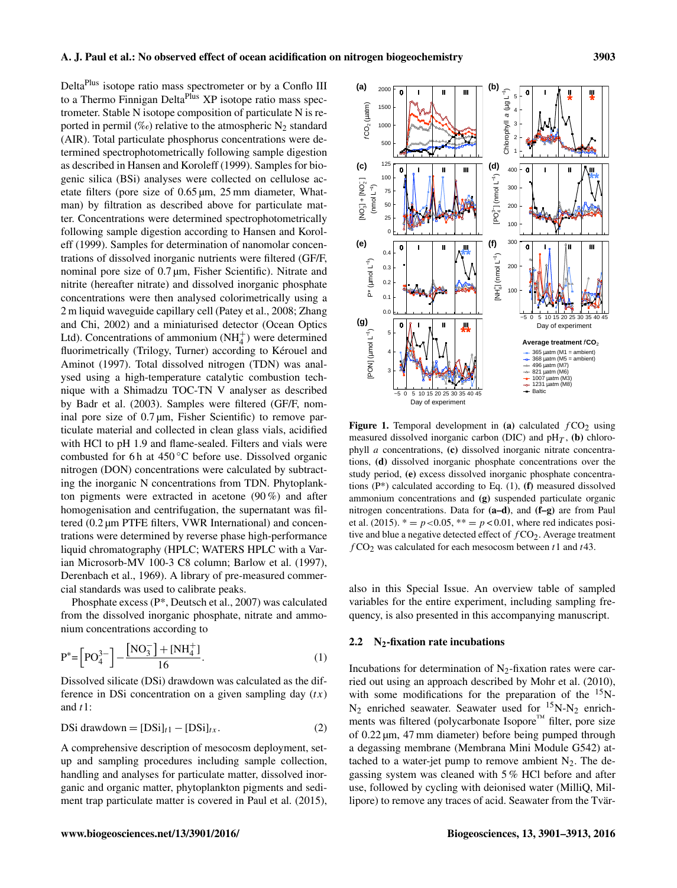Delta[Plus] isotope ratio mass spectrometer or by a Conflo III to a Thermo Finnigan Delta[Plus] XP isotope ratio mass spectrometer. Stable N isotope composition of particulate N is reported in permil (‰) relative to the atmospheric $N_2$ standard (AIR). Total particulate phosphorus concentrations were determined spectrophotometrically following sample digestion as described in Hansen and Koroleff (1999). Samples for biogenic silica (BSi) analyses were collected on cellulose acetate filters (pore size of 0.65 µm, 25 mm diameter, Whatman) by filtration as described above for particulate matter. Concentrations were determined spectrophotometrically following sample digestion according to Hansen and Koroleff (1999). Samples for determination of nanomolar concentrations of dissolved inorganic nutrients were filtered (GF/F, nominal pore size of 0.7 µm, Fisher Scientific). Nitrate and nitrite (hereafter nitrate) and dissolved inorganic phosphate concentrations were then analysed colorimetrically using a 2 m liquid waveguide capillary cell (Patey et al., 2008; Zhang and Chi, 2002) and a miniaturised detector (Ocean Optics Ltd). Concentrations of ammonium ($NH_4^+$) were determined fluorimetrically (Trilogy, Turner) according to Kérouel and Aminot (1997). Total dissolved nitrogen (TDN) was analysed using a high-temperature catalytic combustion technique with a Shimadzu TOC-TN V analyser as described by Badr et al. (2003). Samples were filtered (GF/F, nominal pore size of 0.7 µm, Fisher Scientific) to remove particulate material and collected in clean glass vials, acidified with HCl to pH 1.9 and flame-sealed. Filters and vials were combusted for 6 h at 450 °C before use. Dissolved organic nitrogen (DON) concentrations were calculated by subtracting the inorganic N concentrations from TDN. Phytoplankton pigments were extracted in acetone (90 %) and after homogenisation and centrifugation, the supernatant was filtered (0.2 µm PTFE filters, VWR International) and concentrations were determined by reverse phase high-performance liquid chromatography (HPLC; WATERS HPLC with a Varian Microsorb-MV 100-3 C8 column; Barlow et al. (1997), Derenbach et al., 1969). A library of pre-measured commercial standards was used to calibrate peaks.

Phosphate excess (P*, Deutsch et al., 2007) was calculated from the dissolved inorganic phosphate, nitrate and ammonium concentrations according to

$$P^* = \left[PO_4^{3-}\right] - \frac{\left[NO_3^-\right] + [NH_4^+]}{16}. \quad (1)$$

Dissolved silicate (DSi) drawdown was calculated as the difference in DSi concentration on a given sampling day ($tx$) and $t1$:

$$\text{DSi drawdown} = [\text{DSi}]_{t1} - [\text{DSi}]_{tx}. \quad (2)$$

A comprehensive description of mesocosm deployment, set-up and sampling procedures including sample collection, handling and analyses for particulate matter, dissolved inorganic and organic matter, phytoplankton pigments and sediment trap particulate matter is covered in Paul et al. (2015), also in this Special Issue. An overview table of sampled variables for the entire experiment, including sampling frequency, is also presented in this accompanying manuscript.

(a) $fCO_2$ (µatm)
(b) Chlorophyll $a$ (µg L$^{-1}$)
(c) $[NO_3^-] + [NO_2^-]$ (nmol L$^{-1}$)
(d) $[PO_4^{3-}]$ (nmol L$^{-1}$)
(e) P* (µmol L$^{-1}$)
(f) $[NH_4^+]$ (nmol L$^{-1}$)
(g) [PON] (µmol L$^{-1}$)
0 I II III
Day of experiment
−5 0 5 10 15 20 25 30 35 40 45

Average treatment $fCO_2$
365 µatm (M1 = ambient)
368 µatm (M5 = ambient)
496 µatm (M7)
821 µatm (M6)
1007 µatm (M3)
1231 µatm (M8)
Baltic

**Figure 1.** Temporal development in **(a)** calculated $fCO_2$ using measured dissolved inorganic carbon (DIC) and $pH_T$, **(b)** chlorophyll $a$ concentrations, **(c)** dissolved inorganic nitrate concentrations, **(d)** dissolved inorganic phosphate concentrations over the study period, **(e)** excess dissolved inorganic phosphate concentrations (P*) calculated according to Eq. (1), **(f)** measured dissolved ammonium concentrations and **(g)** suspended particulate organic nitrogen concentrations. Data for **(a–d)**, and **(f–g)** are from Paul et al. (2015). * = $p < 0.05$, ** = $p < 0.01$, where red indicates positive and blue a negative detected effect of $fCO_2$. Average treatment $fCO_2$ was calculated for each mesocosm between $t1$ and $t43$.

### 2.2 $N_2$-fixation rate incubations

Incubations for determination of $N_2$-fixation rates were carried out using an approach described by Mohr et al. (2010), with some modifications for the preparation of the $^{15}N$-$N_2$ enriched seawater. Seawater used for $^{15}N$-$N_2$ enrichments was filtered (polycarbonate Isopore™ filter, pore size of 0.22 µm, 47 mm diameter) before being pumped through a degassing membrane (Membrana Mini Module G542) attached to a water-jet pump to remove ambient $N_2$. The degassing system was cleaned with 5 % HCl before and after use, followed by cycling with deionised water (MilliQ, Millipore) to remove any traces of acid. Seawater from the Tvär-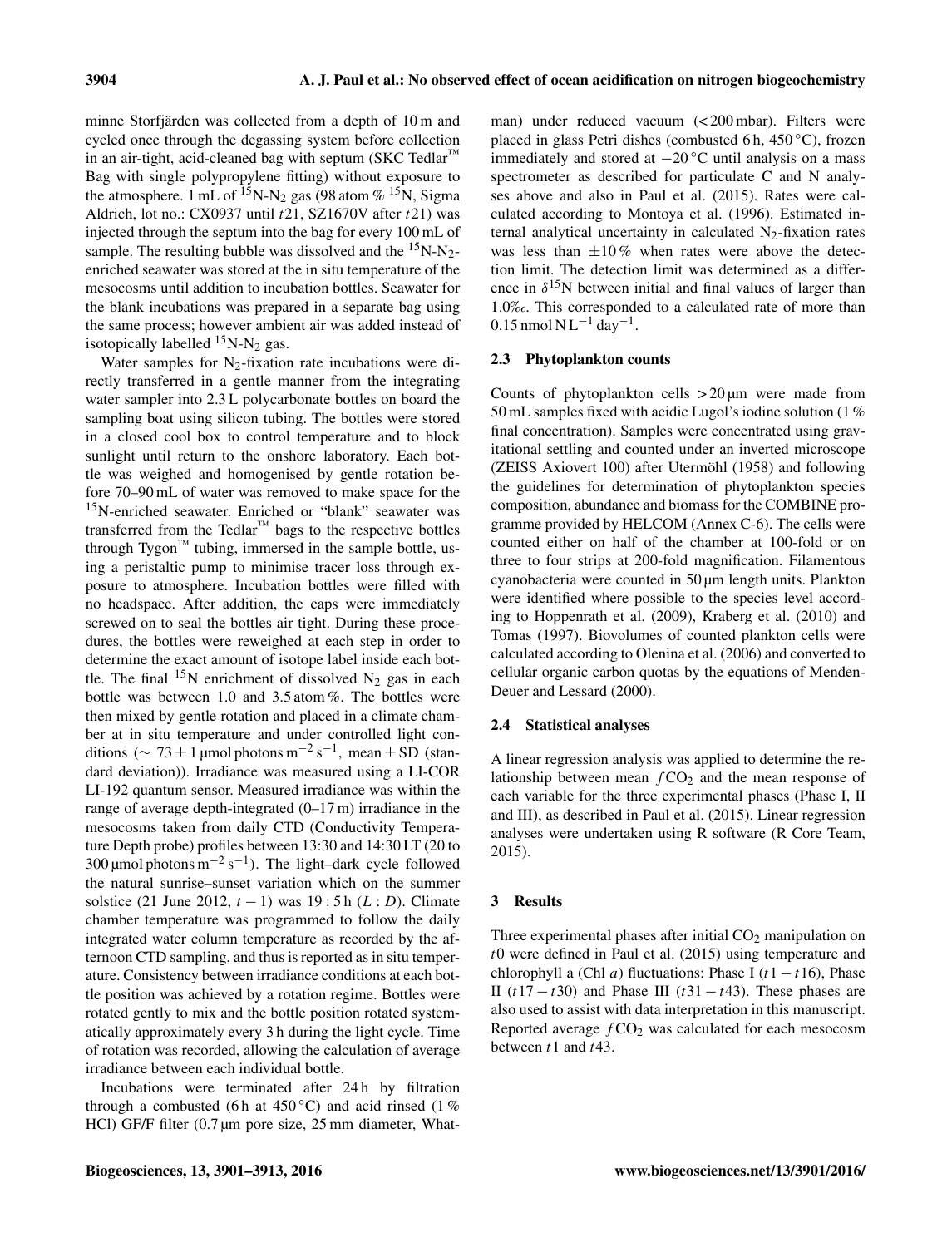minne Storfjärden was collected from a depth of 10 m and cycled once through the degassing system before collection in an air-tight, acid-cleaned bag with septum (SKC Tedlar™ Bag with single polypropylene fitting) without exposure to the atmosphere. 1 mL of $^{15}N$-$N_2$ gas (98 atom % $^{15}N$, Sigma Aldrich, lot no.: CX0937 until $t21$, SZ1670V after $t21$) was injected through the septum into the bag for every 100 mL of sample. The resulting bubble was dissolved and the $^{15}N$-$N_2$-enriched seawater was stored at the in situ temperature of the mesocosms until addition to incubation bottles. Seawater for the blank incubations was prepared in a separate bag using the same process; however ambient air was added instead of isotopically labelled $^{15}N$-$N_2$ gas.

Water samples for $N_2$-fixation rate incubations were directly transferred in a gentle manner from the integrating water sampler into 2.3 L polycarbonate bottles on board the sampling boat using silicon tubing. The bottles were stored in a closed cool box to control temperature and to block sunlight until return to the onshore laboratory. Each bottle was weighed and homogenised by gentle rotation before 70–90 mL of water was removed to make space for the $^{15}N$-enriched seawater. Enriched or "blank" seawater was transferred from the Tedlar™ bags to the respective bottles through Tygon™ tubing, immersed in the sample bottle, using a peristaltic pump to minimise tracer loss through exposure to atmosphere. Incubation bottles were filled with no headspace. After addition, the caps were immediately screwed on to seal the bottles air tight. During these procedures, the bottles were reweighed at each step in order to determine the exact amount of isotope label inside each bottle. The final $^{15}N$ enrichment of dissolved $N_2$ gas in each bottle was between 1.0 and 3.5 atom %. The bottles were then mixed by gentle rotation and placed in a climate chamber at in situ temperature and under controlled light conditions ($\sim 73 \pm 1$ µmol photons $m^{-2} s^{-1}$, mean ± SD (standard deviation)). Irradiance was measured using a LI-COR LI-192 quantum sensor. Measured irradiance was within the range of average depth-integrated (0–17 m) irradiance in the mesocosms taken from daily CTD (Conductivity Temperature Depth probe) profiles between 13:30 and 14:30 LT (20 to 300 µmol photons $m^{-2} s^{-1}$). The light–dark cycle followed the natural sunrise–sunset variation which on the summer solstice (21 June 2012, $t-1$) was 19 : 5 h ($L : D$). Climate chamber temperature was programmed to follow the daily integrated water column temperature as recorded by the afternoon CTD sampling, and thus is reported as in situ temperature. Consistency between irradiance conditions at each bottle position was achieved by a rotation regime. Bottles were rotated gently to mix and the bottle position rotated systematically approximately every 3 h during the light cycle. Time of rotation was recorded, allowing the calculation of average irradiance between each individual bottle.

Incubations were terminated after 24 h by filtration through a combusted (6 h at 450 °C) and acid rinsed (1 % HCl) GF/F filter (0.7 µm pore size, 25 mm diameter, Whatman) under reduced vacuum (< 200 mbar). Filters were placed in glass Petri dishes (combusted 6 h, 450 °C), frozen immediately and stored at −20 °C until analysis on a mass spectrometer as described for particulate C and N analyses above and also in Paul et al. (2015). Rates were calculated according to Montoya et al. (1996). Estimated internal analytical uncertainty in calculated $N_2$-fixation rates was less than ±10 % when rates were above the detection limit. The detection limit was determined as a difference in $\delta^{15}N$ between initial and final values of larger than 1.0‰. This corresponded to a calculated rate of more than 0.15 nmol N $L^{-1}$ $day^{-1}$.

### 2.3 Phytoplankton counts

Counts of phytoplankton cells > 20 µm were made from 50 mL samples fixed with acidic Lugol's iodine solution (1 % final concentration). Samples were concentrated using gravitational settling and counted under an inverted microscope (ZEISS Axiovert 100) after Utermöhl (1958) and following the guidelines for determination of phytoplankton species composition, abundance and biomass for the COMBINE programme provided by HELCOM (Annex C-6). The cells were counted either on half of the chamber at 100-fold or on three to four strips at 200-fold magnification. Filamentous cyanobacteria were counted in 50 µm length units. Plankton were identified where possible to the species level according to Hoppenrath et al. (2009), Kraberg et al. (2010) and Tomas (1997). Biovolumes of counted plankton cells were calculated according to Olenina et al. (2006) and converted to cellular organic carbon quotas by the equations of Menden-Deuer and Lessard (2000).

### 2.4 Statistical analyses

A linear regression analysis was applied to determine the relationship between mean $fCO_2$ and the mean response of each variable for the three experimental phases (Phase I, II and III), as described in Paul et al. (2015). Linear regression analyses were undertaken using R software (R Core Team, 2015).

## 3 Results

Three experimental phases after initial $CO_2$ manipulation on $t0$ were defined in Paul et al. (2015) using temperature and chlorophyll a (Chl $a$) fluctuations: Phase I ($t1-t16$), Phase II ($t17-t30$) and Phase III ($t31-t43$). These phases are also used to assist with data interpretation in this manuscript. Reported average $fCO_2$ was calculated for each mesocosm between $t1$ and $t43$.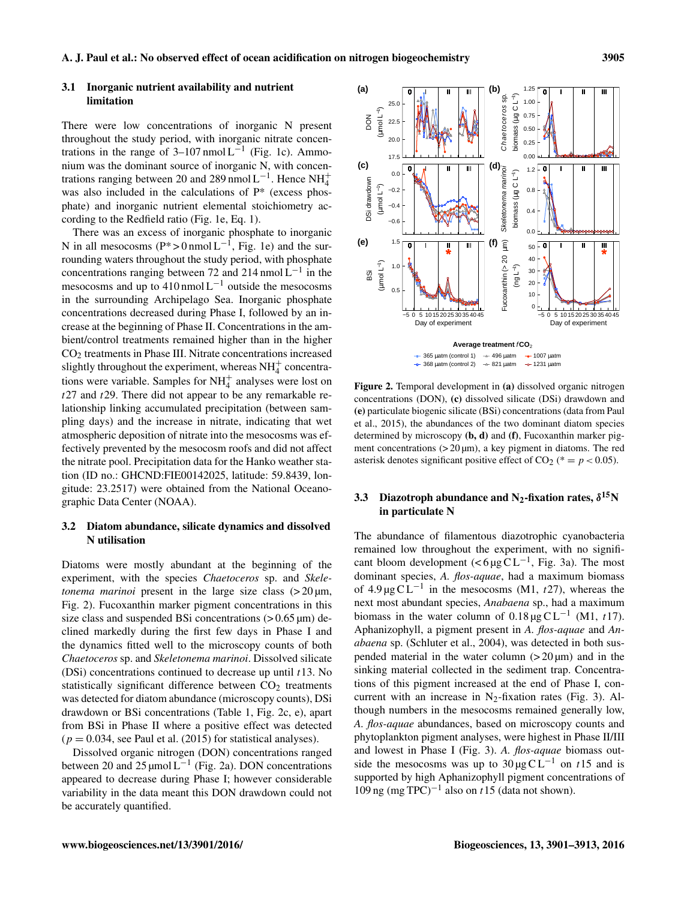### 3.1 Inorganic nutrient availability and nutrient limitation

There were low concentrations of inorganic N present throughout the study period, with inorganic nitrate concentrations in the range of 3–107 $\mathrm{nmol\,L^{-1}}$ (Fig. 1c). Ammonium was the dominant source of inorganic N, with concentrations ranging between 20 and 289 $\mathrm{nmol\,L^{-1}}$. Hence $NH_4^+$ was also included in the calculations of P* (excess phosphate) and inorganic nutrient elemental stoichiometry according to the Redfield ratio (Fig. 1e, Eq. 1).

There was an excess of inorganic phosphate to inorganic N in all mesocosms (P* > 0 $\mathrm{nmol\,L^{-1}}$, Fig. 1e) and the surrounding waters throughout the study period, with phosphate concentrations ranging between 72 and 214 $\mathrm{nmol\,L^{-1}}$ in the mesocosms and up to 410 $\mathrm{nmol\,L^{-1}}$ outside the mesocosms in the surrounding Archipelago Sea. Inorganic phosphate concentrations decreased during Phase I, followed by an increase at the beginning of Phase II. Concentrations in the ambient/control treatments remained higher than in the high $CO_2$ treatments in Phase III. Nitrate concentrations increased slightly throughout the experiment, whereas $NH_4^+$ concentrations were variable. Samples for $NH_4^+$ analyses were lost on *t*27 and *t*29. There did not appear to be any remarkable relationship linking accumulated precipitation (between sampling days) and the increase in nitrate, indicating that wet atmospheric deposition of nitrate into the mesocosms was effectively prevented by the mesocosm roofs and did not affect the nitrate pool. Precipitation data for the Hanko weather station (ID no.: GHCND:FIE00142025, latitude: 59.8439, longitude: 23.2517) were obtained from the National Oceanographic Data Center (NOAA).

### 3.2 Diatom abundance, silicate dynamics and dissolved N utilisation

Diatoms were mostly abundant at the beginning of the experiment, with the species *Chaetoceros* sp. and *Skeletonema marinoi* present in the large size class (> 20 µm, Fig. 2). Fucoxanthin marker pigment concentrations in this size class and suspended BSi concentrations (> 0.65 µm) declined markedly during the first few days in Phase I and the dynamics fitted well to the microscopy counts of both *Chaetoceros* sp. and *Skeletonema marinoi*. Dissolved silicate (DSi) concentrations continued to decrease up until *t*13. No statistically significant difference between $CO_2$ treatments was detected for diatom abundance (microscopy counts), DSi drawdown or BSi concentrations (Table 1, Fig. 2c, e), apart from BSi in Phase II where a positive effect was detected ($p = 0.034$, see Paul et al. (2015) for statistical analyses).

Dissolved organic nitrogen (DON) concentrations ranged between 20 and 25 $\mathrm{\mu mol\,L^{-1}}$ (Fig. 2a). DON concentrations appeared to decrease during Phase I; however considerable variability in the data meant this DON drawdown could not be accurately quantified.

(a) DON (µmol L⁻¹) 25.0 22.5 20.0 17.5 0 I II III
(b) *Chaetoceros* sp. biomass (µg C L⁻¹) 1.25 1.00 0.75 0.50 0.25 0.00 0 I II III
(c) DSi drawdown (µmol L⁻¹) 0.0 −0.2 −0.4 −0.6 0 I II III
(d) *Skeletonema marinoi* biomass (µg C L⁻¹) 1.2 0.8 0.4 0.0 0 I II III
(e) BSi (µmol L⁻¹) 1.5 1.0 0.5 0 I II III *
(f) Fucoxanthin (> 20 µm) (ng L⁻¹) 50 40 30 20 10 0 0 I II III *
−5 0 5 10 15 20 25 30 35 40 45 Day of experiment
Average treatment $fCO_2$
365 µatm (control 1) 368 µatm (control 2) 496 µatm 821 µatm 1007 µatm 1231 µatm

**Figure 2.** Temporal development in **(a)** dissolved organic nitrogen concentrations (DON), **(c)** dissolved silicate (DSi) drawdown and **(e)** particulate biogenic silicate (BSi) concentrations (data from Paul et al., 2015), the abundances of the two dominant diatom species determined by microscopy **(b, d)** and **(f)**, Fucoxanthin marker pigment concentrations (> 20 µm), a key pigment in diatoms. The red asterisk denotes significant positive effect of $CO_2$ (* = $p < 0.05$).

### 3.3 Diazotroph abundance and $N_2$-fixation rates, $\delta^{15}N$ in particulate N

The abundance of filamentous diazotrophic cyanobacteria remained low throughout the experiment, with no significant bloom development (< 6 $\mathrm{\mu g\,C\,L^{-1}}$, Fig. 3a). The most dominant species, *A. flos-aquae*, had a maximum biomass of 4.9 $\mathrm{\mu g\,C\,L^{-1}}$ in the mesocosms (M1, *t*27), whereas the next most abundant species, *Anabaena* sp., had a maximum biomass in the water column of 0.18 $\mathrm{\mu g\,C\,L^{-1}}$ (M1, *t*17). Aphanizophyll, a pigment present in *A. flos-aquae* and *Anabaena* sp. (Schluter et al., 2004), was detected in both suspended material in the water column (> 20 µm) and in the sinking material collected in the sediment trap. Concentrations of this pigment increased at the end of Phase I, concurrent with an increase in $N_2$-fixation rates (Fig. 3). Although numbers in the mesocosms remained generally low, *A. flos-aquae* abundances, based on microscopy counts and phytoplankton pigment analyses, were highest in Phase II/III and lowest in Phase I (Fig. 3). *A. flos-aquae* biomass outside the mesocosms was up to 30 $\mathrm{\mu g\,C\,L^{-1}}$ on *t*15 and is supported by high Aphanizophyll pigment concentrations of 109 $\mathrm{ng\,(mg\,TPC)^{-1}}$ also on *t*15 (data not shown).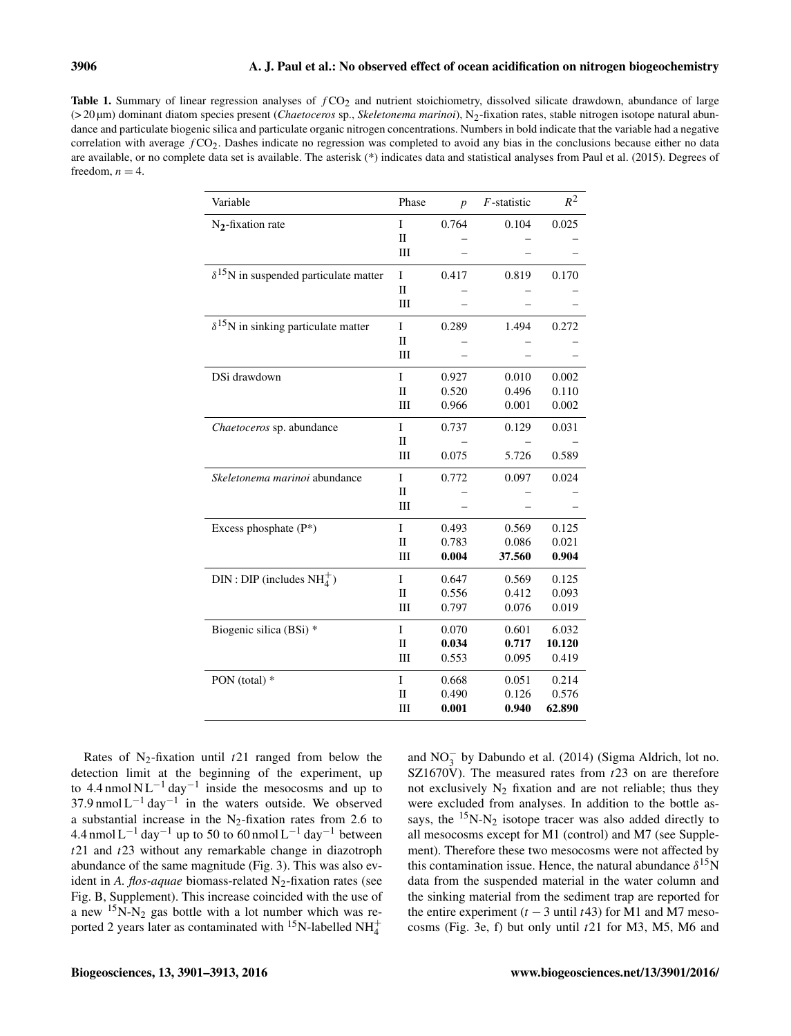**Table 1.** Summary of linear regression analyses of $fCO_2$ and nutrient stoichiometry, dissolved silicate drawdown, abundance of large (> 20 µm) dominant diatom species present (*Chaetoceros* sp., *Skeletonema marinoi*), $N_2$-fixation rates, stable nitrogen isotope natural abundance and particulate biogenic silica and particulate organic nitrogen concentrations. Numbers in bold indicate that the variable had a negative correlation with average $fCO_2$. Dashes indicate no regression was completed to avoid any bias in the conclusions because either no data are available, or no complete data set is available. The asterisk (*) indicates data and statistical analyses from Paul et al. (2015). Degrees of freedom, $n = 4$.

| Variable | Phase | $p$ | $F$-statistic | $R^2$ |
|---|---|---|---|---|
| $N_2$-fixation rate | I | 0.764 | 0.104 | 0.025 |
| | II | – | – | – |
| | III | – | – | – |
| $\delta^{15}N$ in suspended particulate matter | I | 0.417 | 0.819 | 0.170 |
| | II | – | – | – |
| | III | – | – | – |
| $\delta^{15}N$ in sinking particulate matter | I | 0.289 | 1.494 | 0.272 |
| | II | – | – | – |
| | III | – | – | – |
| DSi drawdown | I | 0.927 | 0.010 | 0.002 |
| | II | 0.520 | 0.496 | 0.110 |
| | III | 0.966 | 0.001 | 0.002 |
| *Chaetoceros* sp. abundance | I | 0.737 | 0.129 | 0.031 |
| | II | – | – | – |
| | III | 0.075 | 5.726 | 0.589 |
| *Skeletonema marinoi* abundance | I | 0.772 | 0.097 | 0.024 |
| | II | – | – | – |
| | III | – | – | – |
| Excess phosphate (P*) | I | 0.493 | 0.569 | 0.125 |
| | II | 0.783 | 0.086 | 0.021 |
| | III | **0.004** | **37.560** | **0.904** |
| DIN : DIP (includes $NH_4^+$) | I | 0.647 | 0.569 | 0.125 |
| | II | 0.556 | 0.412 | 0.093 |
| | III | 0.797 | 0.076 | 0.019 |
| Biogenic silica (BSi) * | I | 0.070 | 0.601 | 6.032 |
| | II | **0.034** | **0.717** | **10.120** |
| | III | 0.553 | 0.095 | 0.419 |
| PON (total) * | I | 0.668 | 0.051 | 0.214 |
| | II | 0.490 | 0.126 | 0.576 |
| | III | **0.001** | **0.940** | **62.890** |

Rates of $N_2$-fixation until $t21$ ranged from below the detection limit at the beginning of the experiment, up to 4.4 nmol N $L^{-1}$ $day^{-1}$ inside the mesocosms and up to 37.9 nmol $L^{-1}$ $day^{-1}$ in the waters outside. We observed a substantial increase in the $N_2$-fixation rates from 2.6 to 4.4 nmol $L^{-1}$ $day^{-1}$ up to 50 to 60 nmol $L^{-1}$ $day^{-1}$ between $t21$ and $t23$ without any remarkable change in diazotroph abundance of the same magnitude (Fig. 3). This was also evident in *A. flos-aquae* biomass-related $N_2$-fixation rates (see Fig. B, Supplement). This increase coincided with the use of a new $^{15}N$-$N_2$ gas bottle with a lot number which was reported 2 years later as contaminated with $^{15}N$-labelled $NH_4^+$ and $NO_3^-$ by Dabundo et al. (2014) (Sigma Aldrich, lot no. SZ1670V). The measured rates from $t23$ on are therefore not exclusively $N_2$ fixation and are not reliable; thus they were excluded from analyses. In addition to the bottle assays, the $^{15}N$-$N_2$ isotope tracer was also added directly to all mesocosms except for M1 (control) and M7 (see Supplement). Therefore these two mesocosms were not affected by this contamination issue. Hence, the natural abundance $\delta^{15}N$ data from the suspended material in the water column and the sinking material from the sediment trap are reported for the entire experiment ($t-3$ until $t43$) for M1 and M7 mesocosms (Fig. 3e, f) but only until $t21$ for M3, M5, M6 and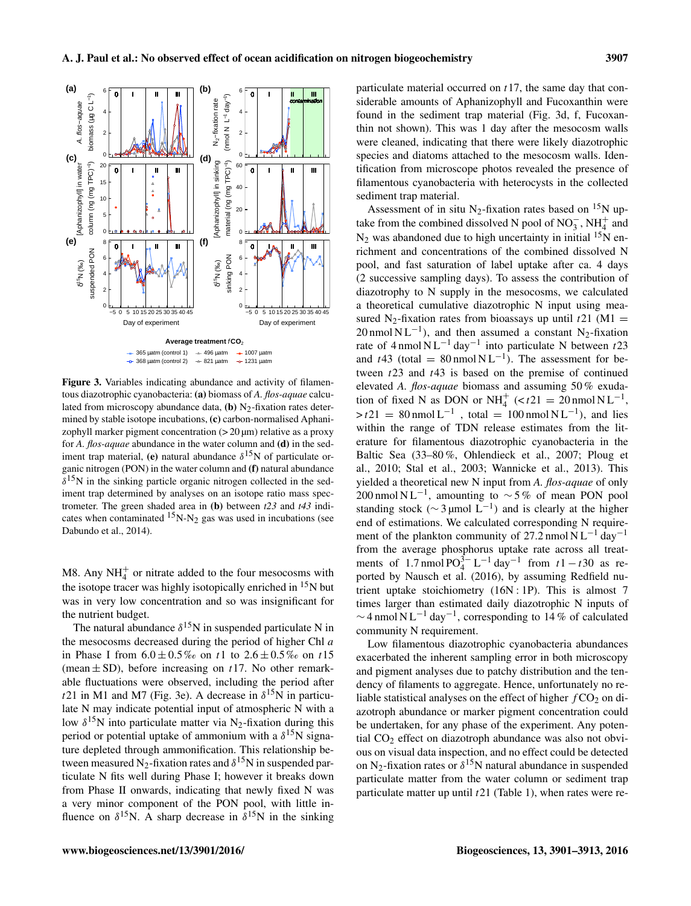(a)
A. flos-aquae biomass (µg C L⁻¹)
0 I II III
(b)
N₂-fixation rate (nmol N L⁻¹ day⁻¹)
0 I II III
contamination
(c)
[Aphanizophyll] in water column (ng (mg TPC)⁻¹)
0 I II III
(d)
[Aphanizophyll] in sinking material (ng (mg TPC)⁻¹)
0 I II III
(e)
δ¹⁵N (‰) suspended PON
0 I II III
(f)
δ¹⁵N (‰) sinking PON
0 I II III
−5 0 5 10 15 20 25 30 35 40 45
Day of experiment
−5 0 5 10 15 20 25 30 35 40 45
Day of experiment
Average treatment fCO₂
365 µatm (control 1) 496 µatm 1007 µatm
368 µatm (control 2) 821 µatm 1231 µatm

**Figure 3.** Variables indicating abundance and activity of filamentous diazotrophic cyanobacteria: **(a)** biomass of *A. flos-aquae* calculated from microscopy abundance data, **(b)** $N_2$-fixation rates determined by stable isotope incubations, **(c)** carbon-normalised Aphanizophyll marker pigment concentration (> 20 µm) relative as a proxy for *A. flos-aquae* abundance in the water column and **(d)** in the sediment trap material, **(e)** natural abundance $\delta^{15}N$ of particulate organic nitrogen (PON) in the water column and **(f)** natural abundance $\delta^{15}N$ in the sinking particle organic nitrogen collected in the sediment trap determined by analyses on an isotope ratio mass spectrometer. The green shaded area in **(b)** between *t23* and *t43* indicates when contaminated $^{15}N$-$N_2$ gas was used in incubations (see Dabundo et al., 2014).

M8. Any $NH_4^+$ or nitrate added to the four mesocosms with the isotope tracer was highly isotopically enriched in $^{15}N$ but was in very low concentration and so was insignificant for the nutrient budget.

The natural abundance $\delta^{15}N$ in suspended particulate N in the mesocosms decreased during the period of higher Chl *a* in Phase I from $6.0 \pm 0.5$ ‰ on *t*1 to $2.6 \pm 0.5$ ‰ on *t*15 (mean ± SD), before increasing on *t*17. No other remarkable fluctuations were observed, including the period after *t*21 in M1 and M7 (Fig. 3e). A decrease in $\delta^{15}N$ in particulate N may indicate potential input of atmospheric N with a low $\delta^{15}N$ into particulate matter via $N_2$-fixation during this period or potential uptake of ammonium with a $\delta^{15}N$ signature depleted through ammonification. This relationship between measured $N_2$-fixation rates and $\delta^{15}N$ in suspended particulate N fits well during Phase I; however it breaks down from Phase II onwards, indicating that newly fixed N was a very minor component of the PON pool, with little influence on $\delta^{15}N$. A sharp decrease in $\delta^{15}N$ in the sinking particulate material occurred on *t*17, the same day that considerable amounts of Aphanizophyll and Fucoxanthin were found in the sediment trap material (Fig. 3d, f, Fucoxanthin not shown). This was 1 day after the mesocosm walls were cleaned, indicating that there were likely diazotrophic species and diatoms attached to the mesocosm walls. Identification from microscope photos revealed the presence of filamentous cyanobacteria with heterocysts in the collected sediment trap material.

Assessment of in situ $N_2$-fixation rates based on $^{15}N$ uptake from the combined dissolved N pool of $NO_3^-$, $NH_4^+$ and $N_2$ was abandoned due to high uncertainty in initial $^{15}N$ enrichment and concentrations of the combined dissolved N pool, and fast saturation of label uptake after ca. 4 days (2 successive sampling days). To assess the contribution of diazotrophy to N supply in the mesocosms, we calculated a theoretical cumulative diazotrophic N input using measured $N_2$-fixation rates from bioassays up until *t*21 (M1 = $20\,\mathrm{nmol\,N\,L^{-1}}$), and then assumed a constant $N_2$-fixation rate of $4\,\mathrm{nmol\,N\,L^{-1}\,day^{-1}}$ into particulate N between *t*23 and *t*43 (total = $80\,\mathrm{nmol\,N\,L^{-1}}$). The assessment for between *t*23 and *t*43 is based on the premise of continued elevated *A. flos-aquae* biomass and assuming 50 % exudation of fixed N as DON or $NH_4^+$ ($< t21 = 20\,\mathrm{nmol\,N\,L^{-1}}$, $> t21 = 80\,\mathrm{nmol\,L^{-1}}$ , total = $100\,\mathrm{nmol\,N\,L^{-1}}$), and lies within the range of TDN release estimates from the literature for filamentous diazotrophic cyanobacteria in the Baltic Sea (33–80 %, Ohlendieck et al., 2007; Ploug et al., 2010; Stal et al., 2003; Wannicke et al., 2013). This yielded a theoretical new N input from *A. flos-aquae* of only $200\,\mathrm{nmol\,N\,L^{-1}}$, amounting to ∼ 5 % of mean PON pool standing stock (∼ $3\,\mathrm{\mu mol\,L^{-1}}$) and is clearly at the higher end of estimates. We calculated corresponding N requirement of the plankton community of $27.2\,\mathrm{nmol\,N\,L^{-1}\,day^{-1}}$ from the average phosphorus uptake rate across all treatments of $1.7\,\mathrm{nmol\,PO_4^{3-}\,L^{-1}\,day^{-1}}$ from *t*1 − *t*30 as reported by Nausch et al. (2016), by assuming Redfield nutrient uptake stoichiometry (16N : 1P). This is almost 7 times larger than estimated daily diazotrophic N inputs of ∼ $4\,\mathrm{nmol\,N\,L^{-1}\,day^{-1}}$, corresponding to 14 % of calculated community N requirement.

Low filamentous diazotrophic cyanobacteria abundances exacerbated the inherent sampling error in both microscopy and pigment analyses due to patchy distribution and the tendency of filaments to aggregate. Hence, unfortunately no reliable statistical analyses on the effect of higher $fCO_2$ on diazotroph abundance or marker pigment concentration could be undertaken, for any phase of the experiment. Any potential $CO_2$ effect on diazotroph abundance was also not obvious on visual data inspection, and no effect could be detected on $N_2$-fixation rates or $\delta^{15}N$ natural abundance in suspended particulate matter from the water column or sediment trap particulate matter up until *t*21 (Table 1), when rates were re-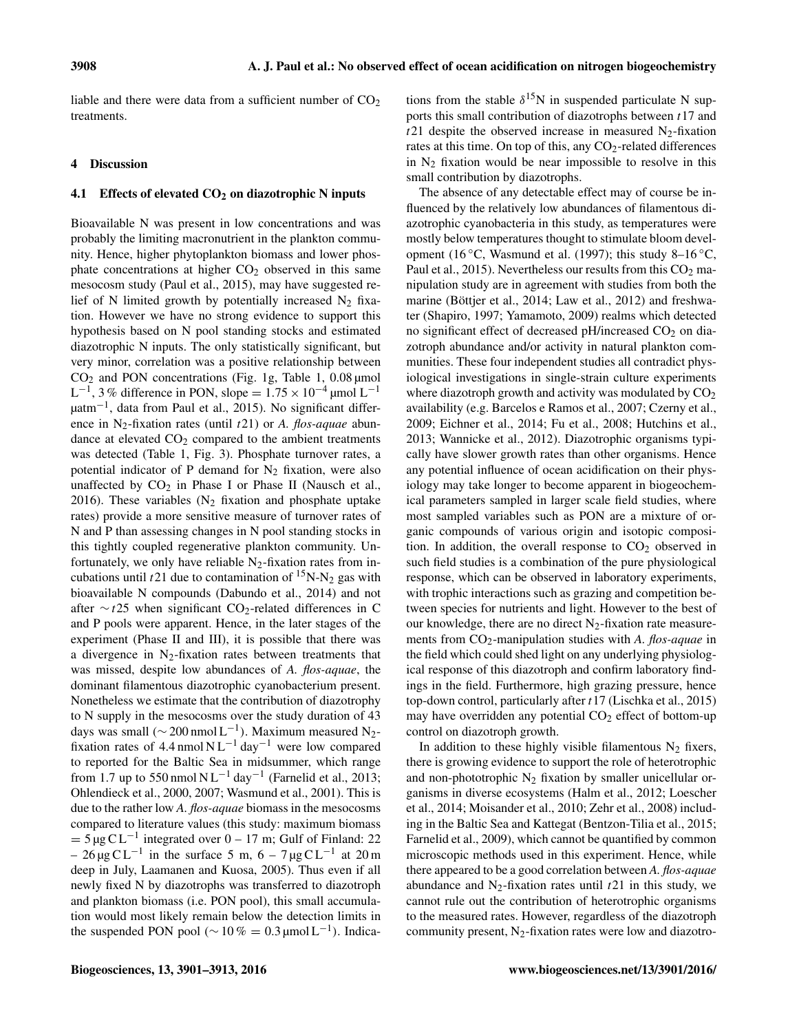liable and there were data from a sufficient number of $CO_2$ treatments.

## 4 Discussion

### 4.1 Effects of elevated $CO_2$ on diazotrophic N inputs

Bioavailable N was present in low concentrations and was probably the limiting macronutrient in the plankton community. Hence, higher phytoplankton biomass and lower phosphate concentrations at higher $CO_2$ observed in this same mesocosm study (Paul et al., 2015), may have suggested relief of N limited growth by potentially increased $N_2$ fixation. However we have no strong evidence to support this hypothesis based on N pool standing stocks and estimated diazotrophic N inputs. The only statistically significant, but very minor, correlation was a positive relationship between $CO_2$ and PON concentrations (Fig. 1g, Table 1, 0.08 µmol $L^{-1}$, 3 % difference in PON, slope = $1.75 \times 10^{-4}$ µmol $L^{-1}$ µatm$^{-1}$, data from Paul et al., 2015). No significant difference in $N_2$-fixation rates (until *t*21) or *A. flos-aquae* abundance at elevated $CO_2$ compared to the ambient treatments was detected (Table 1, Fig. 3). Phosphate turnover rates, a potential indicator of P demand for $N_2$ fixation, were also unaffected by $CO_2$ in Phase I or Phase II (Nausch et al., 2016). These variables ($N_2$ fixation and phosphate uptake rates) provide a more sensitive measure of turnover rates of N and P than assessing changes in N pool standing stocks in this tightly coupled regenerative plankton community. Unfortunately, we only have reliable $N_2$-fixation rates from incubations until *t*21 due to contamination of $^{15}N$-$N_2$ gas with bioavailable N compounds (Dabundo et al., 2014) and not after $\sim t25$ when significant $CO_2$-related differences in C and P pools were apparent. Hence, in the later stages of the experiment (Phase II and III), it is possible that there was a divergence in $N_2$-fixation rates between treatments that was missed, despite low abundances of *A. flos-aquae*, the dominant filamentous diazotrophic cyanobacterium present. Nonetheless we estimate that the contribution of diazotrophy to N supply in the mesocosms over the study duration of 43 days was small ($\sim$ 200 nmol $L^{-1}$). Maximum measured $N_2$-fixation rates of 4.4 nmol N $L^{-1}$ day$^{-1}$ were low compared to reported for the Baltic Sea in midsummer, which range from 1.7 up to 550 nmol N $L^{-1}$ day$^{-1}$ (Farnelid et al., 2013; Ohlendieck et al., 2000, 2007; Wasmund et al., 2001). This is due to the rather low *A. flos-aquae* biomass in the mesocosms compared to literature values (this study: maximum biomass = 5 µg C $L^{-1}$ integrated over 0 – 17 m; Gulf of Finland: 22 – 26 µg C $L^{-1}$ in the surface 5 m, 6 – 7 µg C $L^{-1}$ at 20 m deep in July, Laamanen and Kuosa, 2005). Thus even if all newly fixed N by diazotrophs was transferred to diazotroph and plankton biomass (i.e. PON pool), this small accumulation would most likely remain below the detection limits in the suspended PON pool ($\sim$ 10 % = 0.3 µmol $L^{-1}$). Indications from the stable $\delta^{15}N$ in suspended particulate N supports this small contribution of diazotrophs between *t*17 and *t*21 despite the observed increase in measured $N_2$-fixation rates at this time. On top of this, any $CO_2$-related differences in $N_2$ fixation would be near impossible to resolve in this small contribution by diazotrophs.

The absence of any detectable effect may of course be influenced by the relatively low abundances of filamentous diazotrophic cyanobacteria in this study, as temperatures were mostly below temperatures thought to stimulate bloom development (16 °C, Wasmund et al. (1997); this study 8–16 °C, Paul et al., 2015). Nevertheless our results from this $CO_2$ manipulation study are in agreement with studies from both the marine (Böttjer et al., 2014; Law et al., 2012) and freshwater (Shapiro, 1997; Yamamoto, 2009) realms which detected no significant effect of decreased pH/increased $CO_2$ on diazotroph abundance and/or activity in natural plankton communities. These four independent studies all contradict physiological investigations in single-strain culture experiments where diazotroph growth and activity was modulated by $CO_2$ availability (e.g. Barcelos e Ramos et al., 2007; Czerny et al., 2009; Eichner et al., 2014; Fu et al., 2008; Hutchins et al., 2013; Wannicke et al., 2012). Diazotrophic organisms typically have slower growth rates than other organisms. Hence any potential influence of ocean acidification on their physiology may take longer to become apparent in biogeochemical parameters sampled in larger scale field studies, where most sampled variables such as PON are a mixture of organic compounds of various origin and isotopic composition. In addition, the overall response to $CO_2$ observed in such field studies is a combination of the pure physiological response, which can be observed in laboratory experiments, with trophic interactions such as grazing and competition between species for nutrients and light. However to the best of our knowledge, there are no direct $N_2$-fixation rate measurements from $CO_2$-manipulation studies with *A. flos-aquae* in the field which could shed light on any underlying physiological response of this diazotroph and confirm laboratory findings in the field. Furthermore, high grazing pressure, hence top-down control, particularly after *t*17 (Lischka et al., 2015) may have overridden any potential $CO_2$ effect of bottom-up control on diazotroph growth.

In addition to these highly visible filamentous $N_2$ fixers, there is growing evidence to support the role of heterotrophic and non-phototrophic $N_2$ fixation by smaller unicellular organisms in diverse ecosystems (Halm et al., 2012; Loescher et al., 2014; Moisander et al., 2010; Zehr et al., 2008) including in the Baltic Sea and Kattegat (Bentzon-Tilia et al., 2015; Farnelid et al., 2009), which cannot be quantified by common microscopic methods used in this experiment. Hence, while there appeared to be a good correlation between *A. flos-aquae* abundance and $N_2$-fixation rates until *t*21 in this study, we cannot rule out the contribution of heterotrophic organisms to the measured rates. However, regardless of the diazotroph community present, $N_2$-fixation rates were low and diazotro-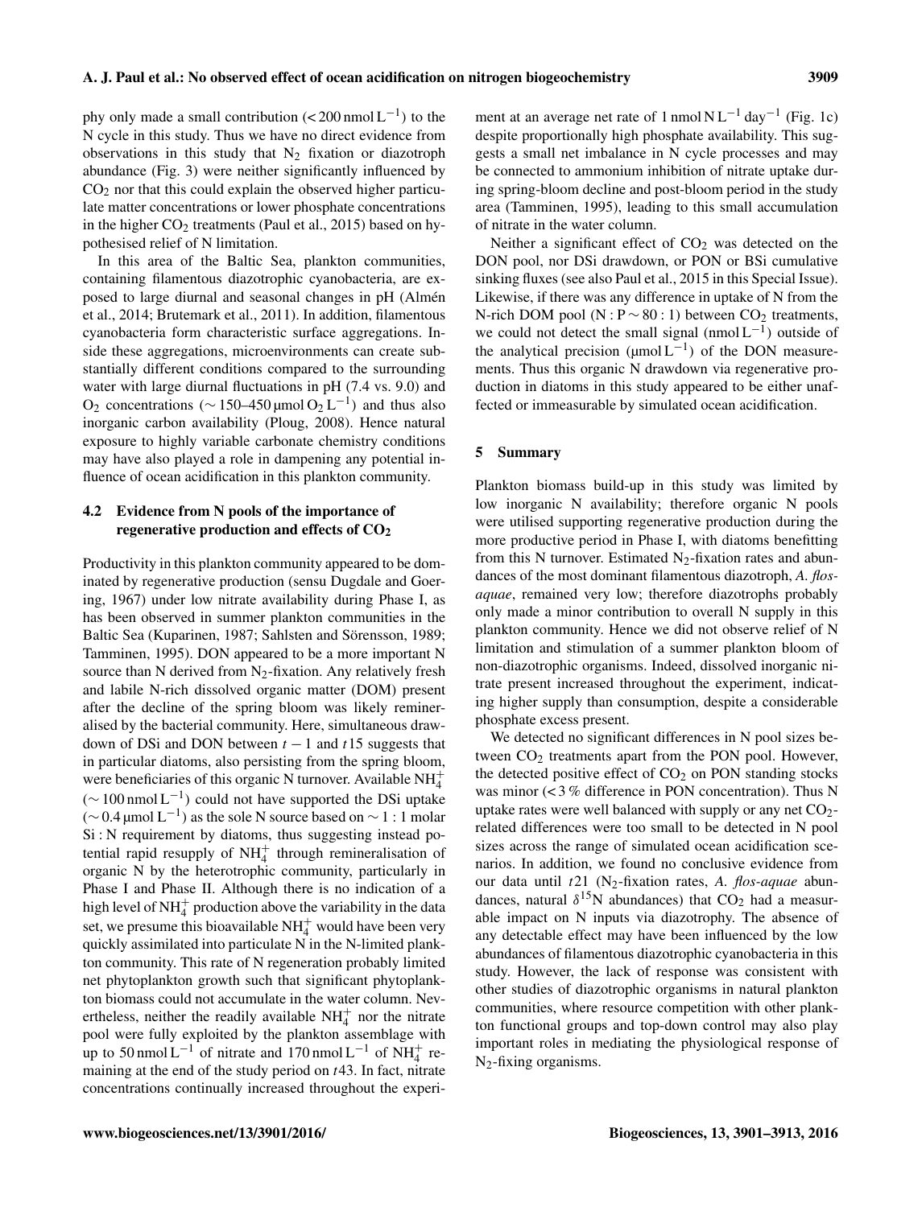phy only made a small contribution (< 200 nmol $L^{-1}$) to the N cycle in this study. Thus we have no direct evidence from observations in this study that $N_2$ fixation or diazotroph abundance (Fig. 3) were neither significantly influenced by $CO_2$ nor that this could explain the observed higher particulate matter concentrations or lower phosphate concentrations in the higher $CO_2$ treatments (Paul et al., 2015) based on hypothesised relief of N limitation.

In this area of the Baltic Sea, plankton communities, containing filamentous diazotrophic cyanobacteria, are exposed to large diurnal and seasonal changes in pH (Almén et al., 2014; Brutemark et al., 2011). In addition, filamentous cyanobacteria form characteristic surface aggregations. Inside these aggregations, microenvironments can create substantially different conditions compared to the surrounding water with large diurnal fluctuations in pH (7.4 vs. 9.0) and $O_2$ concentrations (∼ 150–450 µmol $O_2$ $L^{-1}$) and thus also inorganic carbon availability (Ploug, 2008). Hence natural exposure to highly variable carbonate chemistry conditions may have also played a role in dampening any potential influence of ocean acidification in this plankton community.

### 4.2 Evidence from N pools of the importance of regenerative production and effects of $CO_2$

Productivity in this plankton community appeared to be dominated by regenerative production (sensu Dugdale and Goering, 1967) under low nitrate availability during Phase I, as has been observed in summer plankton communities in the Baltic Sea (Kuparinen, 1987; Sahlsten and Sörensson, 1989; Tamminen, 1995). DON appeared to be a more important N source than N derived from $N_2$-fixation. Any relatively fresh and labile N-rich dissolved organic matter (DOM) present after the decline of the spring bloom was likely remineralised by the bacterial community. Here, simultaneous drawdown of DSi and DON between $t-1$ and $t15$ suggests that in particular diatoms, also persisting from the spring bloom, were beneficiaries of this organic N turnover. Available $NH_4^+$ (∼ 100 nmol $L^{-1}$) could not have supported the DSi uptake (∼ 0.4 µmol $L^{-1}$) as the sole N source based on ∼ 1 : 1 molar Si : N requirement by diatoms, thus suggesting instead potential rapid resupply of $NH_4^+$ through remineralisation of organic N by the heterotrophic community, particularly in Phase I and Phase II. Although there is no indication of a high level of $NH_4^+$ production above the variability in the data set, we presume this bioavailable $NH_4^+$ would have been very quickly assimilated into particulate N in the N-limited plankton community. This rate of N regeneration probably limited net phytoplankton growth such that significant phytoplankton biomass could not accumulate in the water column. Nevertheless, neither the readily available $NH_4^+$ nor the nitrate pool were fully exploited by the plankton assemblage with up to 50 nmol $L^{-1}$ of nitrate and 170 nmol $L^{-1}$ of $NH_4^+$ remaining at the end of the study period on $t43$. In fact, nitrate concentrations continually increased throughout the experiment at an average net rate of 1 nmol N $L^{-1}$ $day^{-1}$ (Fig. 1c) despite proportionally high phosphate availability. This suggests a small net imbalance in N cycle processes and may be connected to ammonium inhibition of nitrate uptake during spring-bloom decline and post-bloom period in the study area (Tamminen, 1995), leading to this small accumulation of nitrate in the water column.

Neither a significant effect of $CO_2$ was detected on the DON pool, nor DSi drawdown, or PON or BSi cumulative sinking fluxes (see also Paul et al., 2015 in this Special Issue). Likewise, if there was any difference in uptake of N from the N-rich DOM pool (N : P ∼ 80 : 1) between $CO_2$ treatments, we could not detect the small signal (nmol $L^{-1}$) outside of the analytical precision (µmol $L^{-1}$) of the DON measurements. Thus this organic N drawdown via regenerative production in diatoms in this study appeared to be either unaffected or immeasurable by simulated ocean acidification.

## 5 Summary

Plankton biomass build-up in this study was limited by low inorganic N availability; therefore organic N pools were utilised supporting regenerative production during the more productive period in Phase I, with diatoms benefitting from this N turnover. Estimated $N_2$-fixation rates and abundances of the most dominant filamentous diazotroph, *A. flos-aquae*, remained very low; therefore diazotrophs probably only made a minor contribution to overall N supply in this plankton community. Hence we did not observe relief of N limitation and stimulation of a summer plankton bloom of non-diazotrophic organisms. Indeed, dissolved inorganic nitrate present increased throughout the experiment, indicating higher supply than consumption, despite a considerable phosphate excess present.

We detected no significant differences in N pool sizes between $CO_2$ treatments apart from the PON pool. However, the detected positive effect of $CO_2$ on PON standing stocks was minor (< 3 % difference in PON concentration). Thus N uptake rates were well balanced with supply or any net $CO_2$-related differences were too small to be detected in N pool sizes across the range of simulated ocean acidification scenarios. In addition, we found no conclusive evidence from our data until $t21$ ($N_2$-fixation rates, *A. flos-aquae* abundances, natural $\delta^{15}N$ abundances) that $CO_2$ had a measurable impact on N inputs via diazotrophy. The absence of any detectable effect may have been influenced by the low abundances of filamentous diazotrophic cyanobacteria in this study. However, the lack of response was consistent with other studies of diazotrophic organisms in natural plankton communities, where resource competition with other plankton functional groups and top-down control may also play important roles in mediating the physiological response of $N_2$-fixing organisms.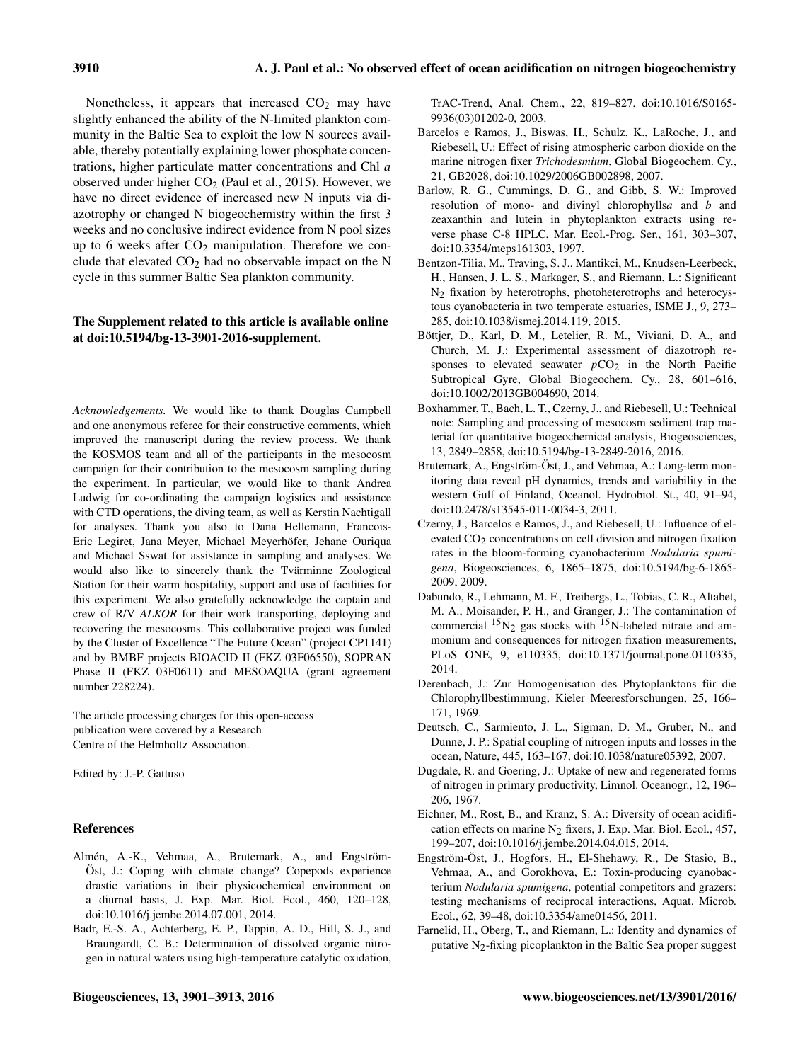Nonetheless, it appears that increased $CO_2$ may have slightly enhanced the ability of the N-limited plankton community in the Baltic Sea to exploit the low N sources available, thereby potentially explaining lower phosphate concentrations, higher particulate matter concentrations and Chl *a* observed under higher $CO_2$ (Paul et al., 2015). However, we have no direct evidence of increased new N inputs via diazotrophy or changed N biogeochemistry within the first 3 weeks and no conclusive indirect evidence from N pool sizes up to 6 weeks after $CO_2$ manipulation. Therefore we conclude that elevated $CO_2$ had no observable impact on the N cycle in this summer Baltic Sea plankton community.

**The Supplement related to this article is available online at doi:10.5194/bg-13-3901-2016-supplement.**

*Acknowledgements.* We would like to thank Douglas Campbell and one anonymous referee for their constructive comments, which improved the manuscript during the review process. We thank the KOSMOS team and all of the participants in the mesocosm campaign for their contribution to the mesocosm sampling during the experiment. In particular, we would like to thank Andrea Ludwig for co-ordinating the campaign logistics and assistance with CTD operations, the diving team, as well as Kerstin Nachtigall for analyses. Thank you also to Dana Hellemann, Francois-Eric Legiret, Jana Meyer, Michael Meyerhöfer, Jehane Ouriqua and Michael Sswat for assistance in sampling and analyses. We would also like to sincerely thank the Tvärminne Zoological Station for their warm hospitality, support and use of facilities for this experiment. We also gratefully acknowledge the captain and crew of R/V *ALKOR* for their work transporting, deploying and recovering the mesocosms. This collaborative project was funded by the Cluster of Excellence "The Future Ocean" (project CP1141) and by BMBF projects BIOACID II (FKZ 03F06550), SOPRAN Phase II (FKZ 03F0611) and MESOAQUA (grant agreement number 228224).

The article processing charges for this open-access publication were covered by a Research Centre of the Helmholtz Association.

Edited by: J.-P. Gattuso

## References

Almén, A.-K., Vehmaa, A., Brutemark, A., and Engström-Öst, J.: Coping with climate change? Copepods experience drastic variations in their physicochemical environment on a diurnal basis, J. Exp. Mar. Biol. Ecol., 460, 120–128, doi:10.1016/j.jembe.2014.07.001, 2014.

Badr, E.-S. A., Achterberg, E. P., Tappin, A. D., Hill, S. J., and Braungardt, C. B.: Determination of dissolved organic nitrogen in natural waters using high-temperature catalytic oxidation, TrAC-Trend, Anal. Chem., 22, 819–827, doi:10.1016/S0165-9936(03)01202-0, 2003.

Barcelos e Ramos, J., Biswas, H., Schulz, K., LaRoche, J., and Riebesell, U.: Effect of rising atmospheric carbon dioxide on the marine nitrogen fixer *Trichodesmium*, Global Biogeochem. Cy., 21, GB2028, doi:10.1029/2006GB002898, 2007.

Barlow, R. G., Cummings, D. G., and Gibb, S. W.: Improved resolution of mono- and divinyl chlorophylls*a* and *b* and zeaxanthin and lutein in phytoplankton extracts using reverse phase C-8 HPLC, Mar. Ecol.-Prog. Ser., 161, 303–307, doi:10.3354/meps161303, 1997.

Bentzon-Tilia, M., Traving, S. J., Mantikci, M., Knudsen-Leerbeck, H., Hansen, J. L. S., Markager, S., and Riemann, L.: Significant $N_2$ fixation by heterotrophs, photoheterotrophs and heterocystous cyanobacteria in two temperate estuaries, ISME J., 9, 273–285, doi:10.1038/ismej.2014.119, 2015.

Böttjer, D., Karl, D. M., Letelier, R. M., Viviani, D. A., and Church, M. J.: Experimental assessment of diazotroph responses to elevated seawater $pCO_2$ in the North Pacific Subtropical Gyre, Global Biogeochem. Cy., 28, 601–616, doi:10.1002/2013GB004690, 2014.

Boxhammer, T., Bach, L. T., Czerny, J., and Riebesell, U.: Technical note: Sampling and processing of mesocosm sediment trap material for quantitative biogeochemical analysis, Biogeosciences, 13, 2849–2858, doi:10.5194/bg-13-2849-2016, 2016.

Brutemark, A., Engström-Öst, J., and Vehmaa, A.: Long-term monitoring data reveal pH dynamics, trends and variability in the western Gulf of Finland, Oceanol. Hydrobiol. St., 40, 91–94, doi:10.2478/s13545-011-0034-3, 2011.

Czerny, J., Barcelos e Ramos, J., and Riebesell, U.: Influence of elevated $CO_2$ concentrations on cell division and nitrogen fixation rates in the bloom-forming cyanobacterium *Nodularia spumigena*, Biogeosciences, 6, 1865–1875, doi:10.5194/bg-6-1865-2009, 2009.

Dabundo, R., Lehmann, M. F., Treibergs, L., Tobias, C. R., Altabet, M. A., Moisander, P. H., and Granger, J.: The contamination of commercial $^{15}N_2$ gas stocks with $^{15}N$-labeled nitrate and ammonium and consequences for nitrogen fixation measurements, PLoS ONE, 9, e110335, doi:10.1371/journal.pone.0110335, 2014.

Derenbach, J.: Zur Homogenisation des Phytoplanktons für die Chlorophyllbestimmung, Kieler Meeresforschungen, 25, 166–171, 1969.

Deutsch, C., Sarmiento, J. L., Sigman, D. M., Gruber, N., and Dunne, J. P.: Spatial coupling of nitrogen inputs and losses in the ocean, Nature, 445, 163–167, doi:10.1038/nature05392, 2007.

Dugdale, R. and Goering, J.: Uptake of new and regenerated forms of nitrogen in primary productivity, Limnol. Oceanogr., 12, 196–206, 1967.

Eichner, M., Rost, B., and Kranz, S. A.: Diversity of ocean acidification effects on marine $N_2$ fixers, J. Exp. Mar. Biol. Ecol., 457, 199–207, doi:10.1016/j.jembe.2014.04.015, 2014.

Engström-Öst, J., Hogfors, H., El-Shehawy, R., De Stasio, B., Vehmaa, A., and Gorokhova, E.: Toxin-producing cyanobacterium *Nodularia spumigena*, potential competitors and grazers: testing mechanisms of reciprocal interactions, Aquat. Microb. Ecol., 62, 39–48, doi:10.3354/ame01456, 2011.

Farnelid, H., Oberg, T., and Riemann, L.: Identity and dynamics of putative $N_2$-fixing picoplankton in the Baltic Sea proper suggest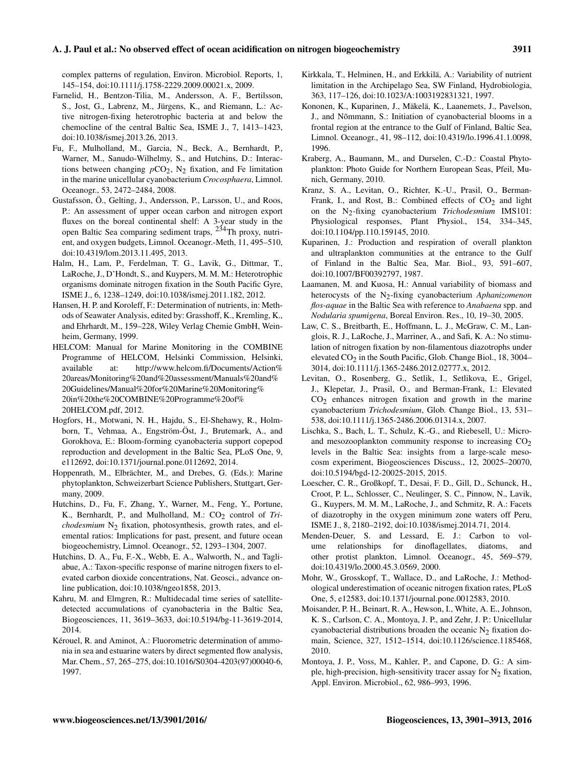complex patterns of regulation, Environ. Microbiol. Reports, 1, 145–154, doi:10.1111/j.1758-2229.2009.00021.x, 2009.

Farnelid, H., Bentzon-Tilia, M., Andersson, A. F., Bertilsson, S., Jost, G., Labrenz, M., Jürgens, K., and Riemann, L.: Active nitrogen-fixing heterotrophic bacteria at and below the chemocline of the central Baltic Sea, ISME J., 7, 1413–1423, doi:10.1038/ismej.2013.26, 2013.

Fu, F., Mulholland, M., Garcia, N., Beck, A., Bernhardt, P., Warner, M., Sanudo-Wilhelmy, S., and Hutchins, D.: Interactions between changing $pCO_2$, $N_2$ fixation, and Fe limitation in the marine unicellular cyanobacterium *Crocosphaera*, Limnol. Oceanogr., 53, 2472–2484, 2008.

Gustafsson, Ö., Gelting, J., Andersson, P., Larsson, U., and Roos, P.: An assessment of upper ocean carbon and nitrogen export fluxes on the boreal continental shelf: A 3-year study in the open Baltic Sea comparing sediment traps, $^{234}$Th proxy, nutrient, and oxygen budgets, Limnol. Oceanogr.-Meth, 11, 495–510, doi:10.4319/lom.2013.11.495, 2013.

Halm, H., Lam, P., Ferdelman, T. G., Lavik, G., Dittmar, T., LaRoche, J., D'Hondt, S., and Kuypers, M. M. M.: Heterotrophic organisms dominate nitrogen fixation in the South Pacific Gyre, ISME J., 6, 1238–1249, doi:10.1038/ismej.2011.182, 2012.

Hansen, H. P. and Koroleff, F.: Determination of nutrients, in: Methods of Seawater Analysis, edited by: Grasshoff, K., Kremling, K., and Ehrhardt, M., 159–228, Wiley Verlag Chemie GmbH, Weinheim, Germany, 1999.

HELCOM: Manual for Marine Monitoring in the COMBINE Programme of HELCOM, Helsinki Commission, Helsinki, available at: http://www.helcom.fi/Documents/Action%20areas/Monitoring%20and%20assessment/Manuals%20and%20Guidelines/Manual%20for%20Marine%20Monitoring%20in%20the%20COMBINE%20Programme%20of%20HELCOM.pdf, 2012.

Hogfors, H., Motwani, N. H., Hajdu, S., El-Shehawy, R., Holmborn, T., Vehmaa, A., Engström-Öst, J., Brutemark, A., and Gorokhova, E.: Bloom-forming cyanobacteria support copepod reproduction and development in the Baltic Sea, PLoS One, 9, e112692, doi:10.1371/journal.pone.0112692, 2014.

Hoppenrath, M., Elbrächter, M., and Drebes, G. (Eds.): Marine phytoplankton, Schweizerbart Science Publishers, Stuttgart, Germany, 2009.

Hutchins, D., Fu, F., Zhang, Y., Warner, M., Feng, Y., Portune, K., Bernhardt, P., and Mulholland, M.: $CO_2$ control of *Trichodesmium* $N_2$ fixation, photosynthesis, growth rates, and elemental ratios: Implications for past, present, and future ocean biogeochemistry, Limnol. Oceanogr., 52, 1293–1304, 2007.

Hutchins, D. A., Fu, F.-X., Webb, E. A., Walworth, N., and Tagliabue, A.: Taxon-specific response of marine nitrogen fixers to elevated carbon dioxide concentrations, Nat. Geosci., advance online publication, doi:10.1038/ngeo1858, 2013.

Kahru, M. and Elmgren, R.: Multidecadal time series of satellite-detected accumulations of cyanobacteria in the Baltic Sea, Biogeosciences, 11, 3619–3633, doi:10.5194/bg-11-3619-2014, 2014.

Kérouel, R. and Aminot, A.: Fluorometric determination of ammonia in sea and estuarine waters by direct segmented flow analysis, Mar. Chem., 57, 265–275, doi:10.1016/S0304-4203(97)00040-6, 1997.

Kirkkala, T., Helminen, H., and Erkkilä, A.: Variability of nutrient limitation in the Archipelago Sea, SW Finland, Hydrobiologia, 363, 117–126, doi:10.1023/A:1003192831321, 1997.

Kononen, K., Kuparinen, J., Mäkelä, K., Laanemets, J., Pavelson, J., and Nõmmann, S.: Initiation of cyanobacterial blooms in a frontal region at the entrance to the Gulf of Finland, Baltic Sea, Limnol. Oceanogr., 41, 98–112, doi:10.4319/lo.1996.41.1.0098, 1996.

Kraberg, A., Baumann, M., and Durselen, C.-D.: Coastal Phytoplankton: Photo Guide for Northern European Seas, Pfeil, Munich, Germany, 2010.

Kranz, S. A., Levitan, O., Richter, K.-U., Prasil, O., Berman-Frank, I., and Rost, B.: Combined effects of $CO_2$ and light on the $N_2$-fixing cyanobacterium *Trichodesmium* IMS101: Physiological responses, Plant Physiol., 154, 334–345, doi:10.1104/pp.110.159145, 2010.

Kuparinen, J.: Production and respiration of overall plankton and ultraplankton communities at the entrance to the Gulf of Finland in the Baltic Sea, Mar. Biol., 93, 591–607, doi:10.1007/BF00392797, 1987.

Laamanen, M. and Kuosa, H.: Annual variability of biomass and heterocysts of the $N_2$-fixing cyanobacterium *Aphanizomenon flos-aquae* in the Baltic Sea with reference to *Anabaena* spp. and *Nodularia spumigena*, Boreal Environ. Res., 10, 19–30, 2005.

Law, C. S., Breitbarth, E., Hoffmann, L. J., McGraw, C. M., Langlois, R. J., LaRoche, J., Marriner, A., and Safi, K. A.: No stimulation of nitrogen fixation by non-filamentous diazotrophs under elevated $CO_2$ in the South Pacific, Glob. Change Biol., 18, 3004–3014, doi:10.1111/j.1365-2486.2012.02777.x, 2012.

Levitan, O., Rosenberg, G., Setlik, I., Setlikova, E., Grigel, J., Klepetar, J., Prasil, O., and Berman-Frank, I.: Elevated $CO_2$ enhances nitrogen fixation and growth in the marine cyanobacterium *Trichodesmium*, Glob. Change Biol., 13, 531–538, doi:10.1111/j.1365-2486.2006.01314.x, 2007.

Lischka, S., Bach, L. T., Schulz, K.-G., and Riebesell, U.: Micro- and mesozooplankton community response to increasing $CO_2$ levels in the Baltic Sea: insights from a large-scale mesocosm experiment, Biogeosciences Discuss., 12, 20025–20070, doi:10.5194/bgd-12-20025-2015, 2015.

Loescher, C. R., Großkopf, T., Desai, F. D., Gill, D., Schunck, H., Croot, P. L., Schlosser, C., Neulinger, S. C., Pinnow, N., Lavik, G., Kuypers, M. M. M., LaRoche, J., and Schmitz, R. A.: Facets of diazotrophy in the oxygen minimum zone waters off Peru, ISME J., 8, 2180–2192, doi:10.1038/ismej.2014.71, 2014.

Menden-Deuer, S. and Lessard, E. J.: Carbon to volume relationships for dinoflagellates, diatoms, and other protist plankton, Limnol. Oceanogr., 45, 569–579, doi:10.4319/lo.2000.45.3.0569, 2000.

Mohr, W., Grosskopf, T., Wallace, D., and LaRoche, J.: Methodological underestimation of oceanic nitrogen fixation rates, PLoS One, 5, e12583, doi:10.1371/journal.pone.0012583, 2010.

Moisander, P. H., Beinart, R. A., Hewson, I., White, A. E., Johnson, K. S., Carlson, C. A., Montoya, J. P., and Zehr, J. P.: Unicellular cyanobacterial distributions broaden the oceanic $N_2$ fixation domain, Science, 327, 1512–1514, doi:10.1126/science.1185468, 2010.

Montoya, J. P., Voss, M., Kahler, P., and Capone, D. G.: A simple, high-precision, high-sensitivity tracer assay for $N_2$ fixation, Appl. Environ. Microbiol., 62, 986–993, 1996.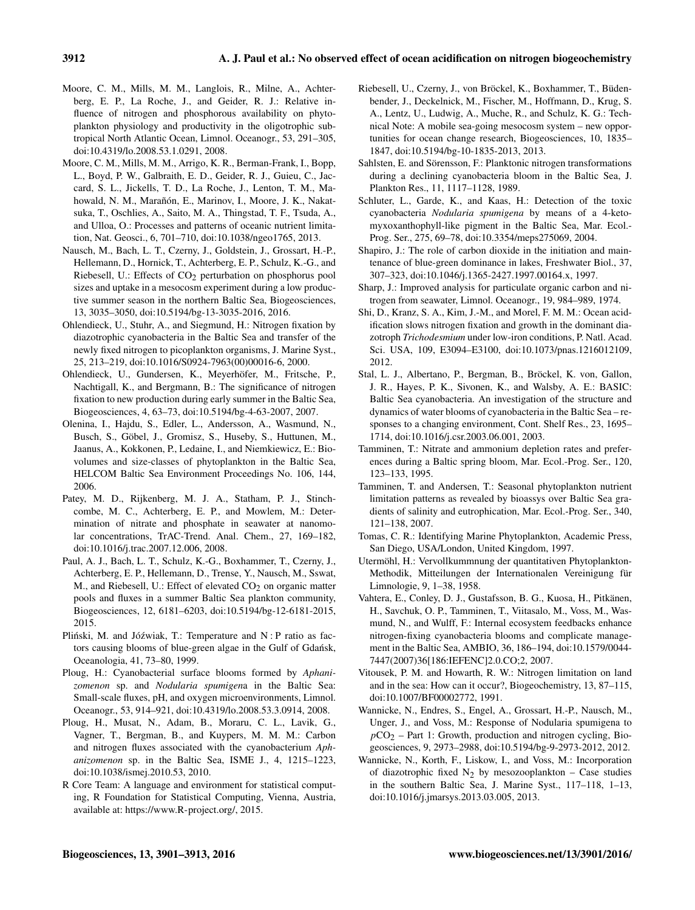Moore, C. M., Mills, M. M., Langlois, R., Milne, A., Achterberg, E. P., La Roche, J., and Geider, R. J.: Relative influence of nitrogen and phosphorous availability on phytoplankton physiology and productivity in the oligotrophic subtropical North Atlantic Ocean, Limnol. Oceanogr., 53, 291–305, doi:10.4319/lo.2008.53.1.0291, 2008.

Moore, C. M., Mills, M. M., Arrigo, K. R., Berman-Frank, I., Bopp, L., Boyd, P. W., Galbraith, E. D., Geider, R. J., Guieu, C., Jaccard, S. L., Jickells, T. D., La Roche, J., Lenton, T. M., Mahowald, N. M., Marañón, E., Marinov, I., Moore, J. K., Nakatsuka, T., Oschlies, A., Saito, M. A., Thingstad, T. F., Tsuda, A., and Ulloa, O.: Processes and patterns of oceanic nutrient limitation, Nat. Geosci., 6, 701–710, doi:10.1038/ngeo1765, 2013.

Nausch, M., Bach, L. T., Czerny, J., Goldstein, J., Grossart, H.-P., Hellemann, D., Hornick, T., Achterberg, E. P., Schulz, K.-G., and Riebesell, U.: Effects of $CO_2$ perturbation on phosphorus pool sizes and uptake in a mesocosm experiment during a low productive summer season in the northern Baltic Sea, Biogeosciences, 13, 3035–3050, doi:10.5194/bg-13-3035-2016, 2016.

Ohlendieck, U., Stuhr, A., and Siegmund, H.: Nitrogen fixation by diazotrophic cyanobacteria in the Baltic Sea and transfer of the newly fixed nitrogen to picoplankton organisms, J. Marine Syst., 25, 213–219, doi:10.1016/S0924-7963(00)00016-6, 2000.

Ohlendieck, U., Gundersen, K., Meyerhöfer, M., Fritsche, P., Nachtigall, K., and Bergmann, B.: The significance of nitrogen fixation to new production during early summer in the Baltic Sea, Biogeosciences, 4, 63–73, doi:10.5194/bg-4-63-2007, 2007.

Olenina, I., Hajdu, S., Edler, L., Andersson, A., Wasmund, N., Busch, S., Göbel, J., Gromisz, S., Huseby, S., Huttunen, M., Jaanus, A., Kokkonen, P., Ledaine, I., and Niemkiewicz, E.: Biovolumes and size-classes of phytoplankton in the Baltic Sea, HELCOM Baltic Sea Environment Proceedings No. 106, 144, 2006.

Patey, M. D., Rijkenberg, M. J. A., Statham, P. J., Stinchcombe, M. C., Achterberg, E. P., and Mowlem, M.: Determination of nitrate and phosphate in seawater at nanomolar concentrations, TrAC-Trend. Anal. Chem., 27, 169–182, doi:10.1016/j.trac.2007.12.006, 2008.

Paul, A. J., Bach, L. T., Schulz, K.-G., Boxhammer, T., Czerny, J., Achterberg, E. P., Hellemann, D., Trense, Y., Nausch, M., Sswat, M., and Riebesell, U.: Effect of elevated $CO_2$ on organic matter pools and fluxes in a summer Baltic Sea plankton community, Biogeosciences, 12, 6181–6203, doi:10.5194/bg-12-6181-2015, 2015.

Pliński, M. and Jóźwiak, T.: Temperature and N : P ratio as factors causing blooms of blue-green algae in the Gulf of Gdańsk, Oceanologia, 41, 73–80, 1999.

Ploug, H.: Cyanobacterial surface blooms formed by *Aphanizomenon* sp. and *Nodularia spumigen*a in the Baltic Sea: Small-scale fluxes, pH, and oxygen microenvironments, Limnol. Oceanogr., 53, 914–921, doi:10.4319/lo.2008.53.3.0914, 2008.

Ploug, H., Musat, N., Adam, B., Moraru, C. L., Lavik, G., Vagner, T., Bergman, B., and Kuypers, M. M. M.: Carbon and nitrogen fluxes associated with the cyanobacterium *Aphanizomenon* sp. in the Baltic Sea, ISME J., 4, 1215–1223, doi:10.1038/ismej.2010.53, 2010.

R Core Team: A language and environment for statistical computing, R Foundation for Statistical Computing, Vienna, Austria, available at: https://www.R-project.org/, 2015.

Riebesell, U., Czerny, J., von Bröckel, K., Boxhammer, T., Büdenbender, J., Deckelnick, M., Fischer, M., Hoffmann, D., Krug, S. A., Lentz, U., Ludwig, A., Muche, R., and Schulz, K. G.: Technical Note: A mobile sea-going mesocosm system – new opportunities for ocean change research, Biogeosciences, 10, 1835–1847, doi:10.5194/bg-10-1835-2013, 2013.

Sahlsten, E. and Sörensson, F.: Planktonic nitrogen transformations during a declining cyanobacteria bloom in the Baltic Sea, J. Plankton Res., 11, 1117–1128, 1989.

Schluter, L., Garde, K., and Kaas, H.: Detection of the toxic cyanobacteria *Nodularia spumigena* by means of a 4-keto-myxoxanthophyll-like pigment in the Baltic Sea, Mar. Ecol.-Prog. Ser., 275, 69–78, doi:10.3354/meps275069, 2004.

Shapiro, J.: The role of carbon dioxide in the initiation and maintenance of blue-green dominance in lakes, Freshwater Biol., 37, 307–323, doi:10.1046/j.1365-2427.1997.00164.x, 1997.

Sharp, J.: Improved analysis for particulate organic carbon and nitrogen from seawater, Limnol. Oceanogr., 19, 984–989, 1974.

Shi, D., Kranz, S. A., Kim, J.-M., and Morel, F. M. M.: Ocean acidification slows nitrogen fixation and growth in the dominant diazotroph *Trichodesmium* under low-iron conditions, P. Natl. Acad. Sci. USA, 109, E3094–E3100, doi:10.1073/pnas.1216012109, 2012.

Stal, L. J., Albertano, P., Bergman, B., Bröckel, K. von, Gallon, J. R., Hayes, P. K., Sivonen, K., and Walsby, A. E.: BASIC: Baltic Sea cyanobacteria. An investigation of the structure and dynamics of water blooms of cyanobacteria in the Baltic Sea – responses to a changing environment, Cont. Shelf Res., 23, 1695–1714, doi:10.1016/j.csr.2003.06.001, 2003.

Tamminen, T.: Nitrate and ammonium depletion rates and preferences during a Baltic spring bloom, Mar. Ecol.-Prog. Ser., 120, 123–133, 1995.

Tamminen, T. and Andersen, T.: Seasonal phytoplankton nutrient limitation patterns as revealed by bioassys over Baltic Sea gradients of salinity and eutrophication, Mar. Ecol.-Prog. Ser., 340, 121–138, 2007.

Tomas, C. R.: Identifying Marine Phytoplankton, Academic Press, San Diego, USA/London, United Kingdom, 1997.

Utermöhl, H.: Vervollkummnung der quantitativen Phytoplankton-Methodik, Mitteilungen der Internationalen Vereinigung für Limnologie, 9, 1–38, 1958.

Vahtera, E., Conley, D. J., Gustafsson, B. G., Kuosa, H., Pitkänen, H., Savchuk, O. P., Tamminen, T., Viitasalo, M., Voss, M., Wasmund, N., and Wulff, F.: Internal ecosystem feedbacks enhance nitrogen-fixing cyanobacteria blooms and complicate management in the Baltic Sea, AMBIO, 36, 186–194, doi:10.1579/0044-7447(2007)36[186:IEFENC]2.0.CO;2, 2007.

Vitousek, P. M. and Howarth, R. W.: Nitrogen limitation on land and in the sea: How can it occur?, Biogeochemistry, 13, 87–115, doi:10.1007/BF00002772, 1991.

Wannicke, N., Endres, S., Engel, A., Grossart, H.-P., Nausch, M., Unger, J., and Voss, M.: Response of Nodularia spumigena to $pCO_2$ – Part 1: Growth, production and nitrogen cycling, Biogeosciences, 9, 2973–2988, doi:10.5194/bg-9-2973-2012, 2012.

Wannicke, N., Korth, F., Liskow, I., and Voss, M.: Incorporation of diazotrophic fixed $N_2$ by mesozooplankton – Case studies in the southern Baltic Sea, J. Marine Syst., 117–118, 1–13, doi:10.1016/j.jmarsys.2013.03.005, 2013.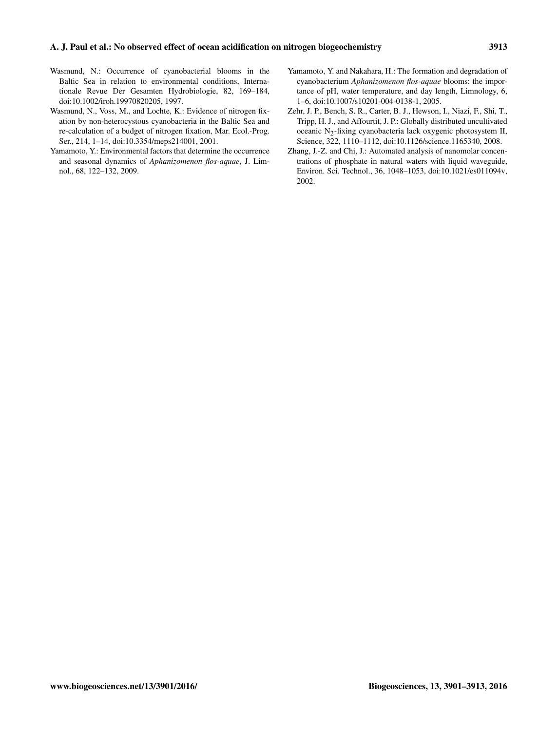Wasmund, N.: Occurrence of cyanobacterial blooms in the Baltic Sea in relation to environmental conditions, Internationale Revue Der Gesamten Hydrobiologie, 82, 169–184, doi:10.1002/iroh.19970820205, 1997.

Wasmund, N., Voss, M., and Lochte, K.: Evidence of nitrogen fixation by non-heterocystous cyanobacteria in the Baltic Sea and re-calculation of a budget of nitrogen fixation, Mar. Ecol.-Prog. Ser., 214, 1–14, doi:10.3354/meps214001, 2001.

Yamamoto, Y.: Environmental factors that determine the occurrence and seasonal dynamics of *Aphanizomenon flos-aquae*, J. Limnol., 68, 122–132, 2009.

Yamamoto, Y. and Nakahara, H.: The formation and degradation of cyanobacterium *Aphanizomenon flos-aquae* blooms: the importance of pH, water temperature, and day length, Limnology, 6, 1–6, doi:10.1007/s10201-004-0138-1, 2005.

Zehr, J. P., Bench, S. R., Carter, B. J., Hewson, I., Niazi, F., Shi, T., Tripp, H. J., and Affourtit, J. P.: Globally distributed uncultivated oceanic $N_2$-fixing cyanobacteria lack oxygenic photosystem II, Science, 322, 1110–1112, doi:10.1126/science.1165340, 2008.

Zhang, J.-Z. and Chi, J.: Automated analysis of nanomolar concentrations of phosphate in natural waters with liquid waveguide, Environ. Sci. Technol., 36, 1048–1053, doi:10.1021/es011094v, 2002.